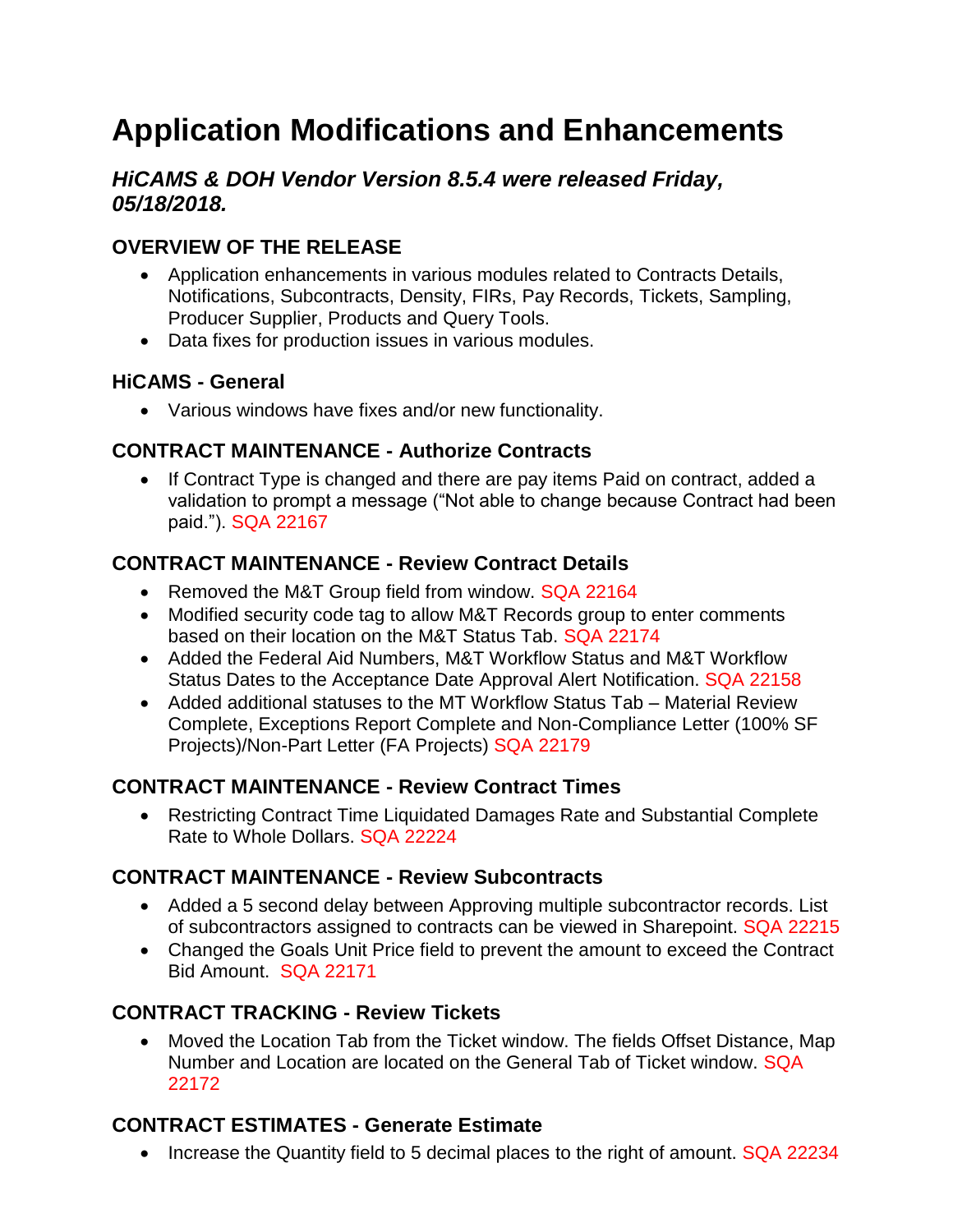# Application Modifications and Enhancements

### *HiCAMS & DOH Vendor Version 8.5.4 were released Friday, 05/18/2018.*

## OVERVIEW OF THE RELEASE

- Application enhancements in various modules related to Contracts Details, Notifications, Subcontracts, Density, FIRs, Pay Records, Tickets, Sampling, Producer Supplier, Products and Query Tools.
- Data fixes for production issues in various modules.

## HiCAMS - General

- Various windows have fixes and/or new functionality.

## CONTRACT MAINTENANCE - Authorize Contracts

- If Contract Type is changed and there are pay items Paid on contract, added a validation to prompt a message ("Not able to change because Contract had been paid."). SQA 22167

## CONTRACT MAINTENANCE - Review Contract Details

- Removed the M&T Group field from window. SQA 22164
- Modified security code tag to allow M&T Records group to enter comments based on their location on the M&T Status Tab. SQA 22174
- Added the Federal Aid Numbers, M&T Workflow Status and M&T Workflow Status Dates to the Acceptance Date Approval Alert Notification. SQA 22158
- Added additional statuses to the MT Workflow Status Tab – Material Review Complete, Exceptions Report Complete and Non-Compliance Letter (100% SF Projects)/Non-Part Letter (FA Projects) SQA 22179

## CONTRACT MAINTENANCE - Review Contract Times

- Restricting Contract Time Liquidated Damages Rate and Substantial Complete Rate to Whole Dollars. SQA 22224

## CONTRACT MAINTENANCE - Review Subcontracts

- Added a 5 second delay between Approving multiple subcontractor records. List of subcontractors assigned to contracts can be viewed in Sharepoint. SQA 22215
- Changed the Goals Unit Price field to prevent the amount to exceed the Contract Bid Amount. SQA 22171

## CONTRACT TRACKING - Review Tickets

- Moved the Location Tab from the Ticket window. The fields Offset Distance, Map Number and Location are located on the General Tab of Ticket window. SQA 22172

## CONTRACT ESTIMATES - Generate Estimate

- Increase the Quantity field to 5 decimal places to the right of amount. SQA 22234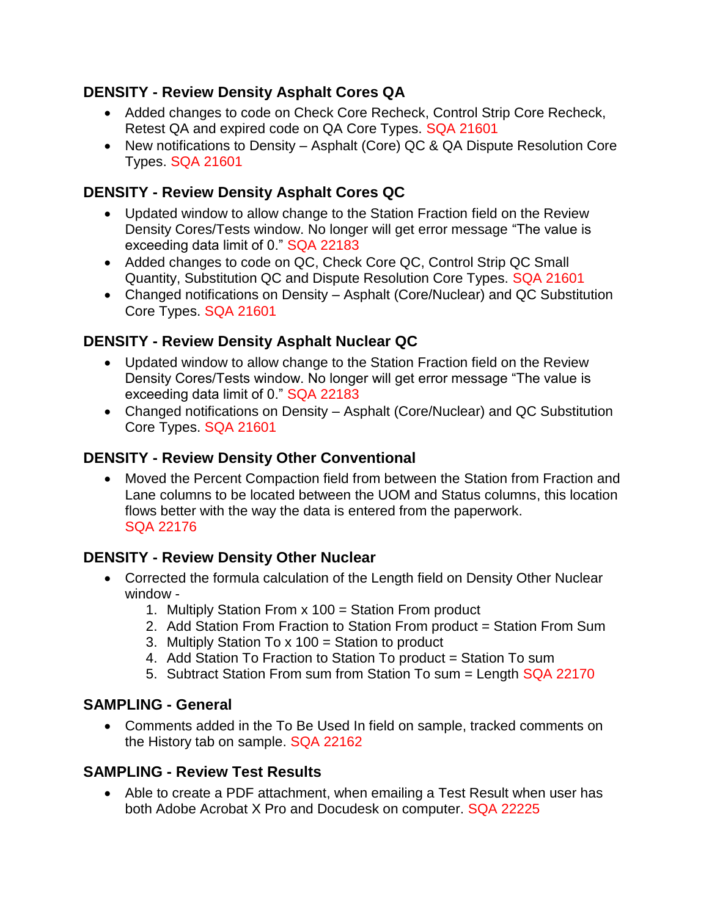### DENSITY - Review Density Asphalt Cores QA

- Added changes to code on Check Core Recheck, Control Strip Core Recheck, Retest QA and expired code on QA Core Types. SQA 21601
- New notifications to Density – Asphalt (Core) QC & QA Dispute Resolution Core Types. SQA 21601

### DENSITY - Review Density Asphalt Cores QC

- Updated window to allow change to the Station Fraction field on the Review Density Cores/Tests window. No longer will get error message "The value is exceeding data limit of 0." SQA 22183
- Added changes to code on QC, Check Core QC, Control Strip QC Small Quantity, Substitution QC and Dispute Resolution Core Types. SQA 21601
- Changed notifications on Density – Asphalt (Core/Nuclear) and QC Substitution Core Types. SQA 21601

### DENSITY - Review Density Asphalt Nuclear QC

- Updated window to allow change to the Station Fraction field on the Review Density Cores/Tests window. No longer will get error message "The value is exceeding data limit of 0." SQA 22183
- Changed notifications on Density – Asphalt (Core/Nuclear) and QC Substitution Core Types. SQA 21601

### DENSITY - Review Density Other Conventional

- Moved the Percent Compaction field from between the Station from Fraction and Lane columns to be located between the UOM and Status columns, this location flows better with the way the data is entered from the paperwork. SQA 22176

### DENSITY - Review Density Other Nuclear

- Corrected the formula calculation of the Length field on Density Other Nuclear window -
  1. Multiply Station From x 100 = Station From product
  2. Add Station From Fraction to Station From product = Station From Sum
  3. Multiply Station To x 100 = Station to product
  4. Add Station To Fraction to Station To product = Station To sum
  5. Subtract Station From sum from Station To sum = Length SQA 22170

### SAMPLING - General

- Comments added in the To Be Used In field on sample, tracked comments on the History tab on sample. SQA 22162

### SAMPLING - Review Test Results

- Able to create a PDF attachment, when emailing a Test Result when user has both Adobe Acrobat X Pro and Docudesk on computer. SQA 22225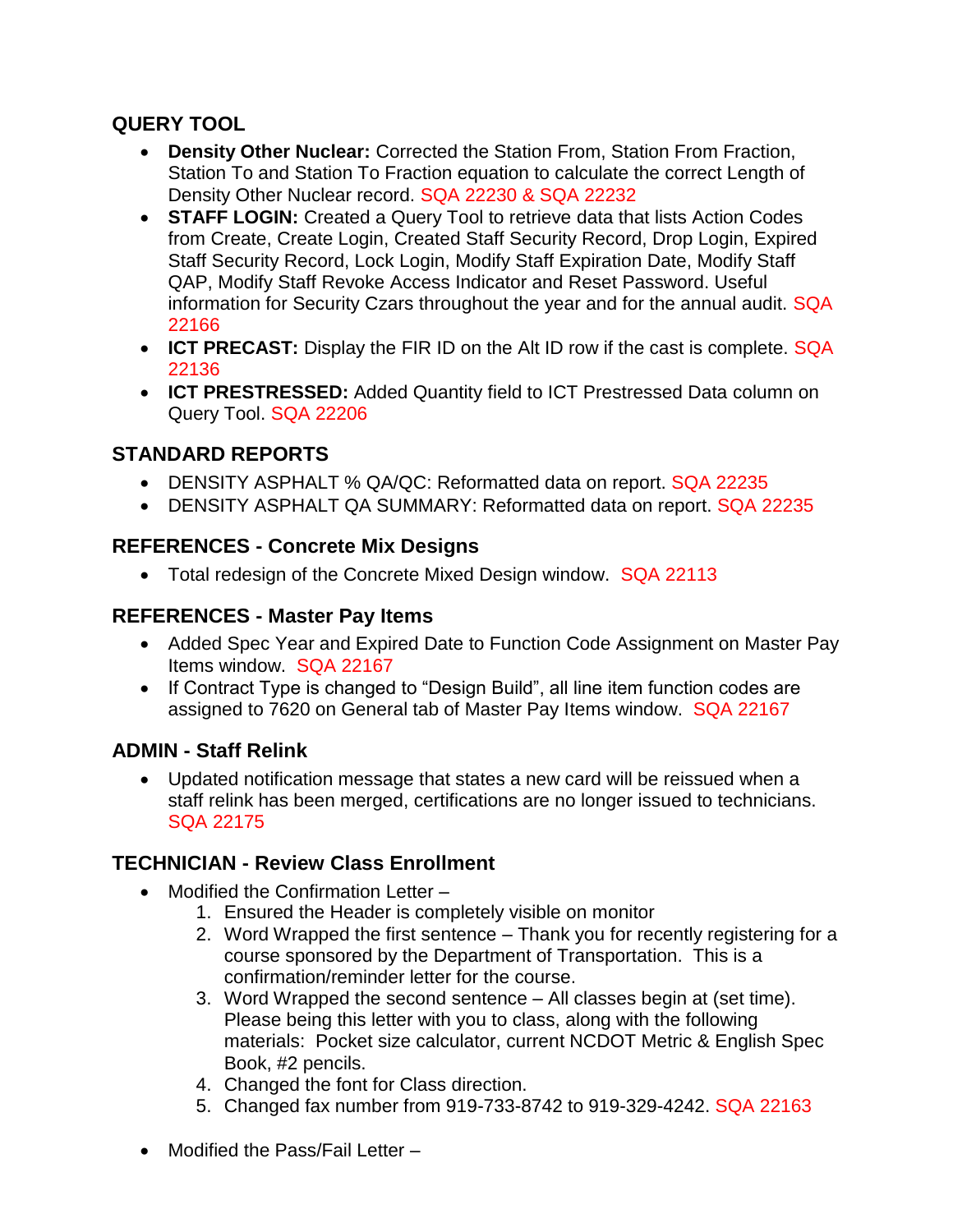## QUERY TOOL

- **Density Other Nuclear:** Corrected the Station From, Station From Fraction, Station To and Station To Fraction equation to calculate the correct Length of Density Other Nuclear record. SQA 22230 & SQA 22232
- **STAFF LOGIN:** Created a Query Tool to retrieve data that lists Action Codes from Create, Create Login, Created Staff Security Record, Drop Login, Expired Staff Security Record, Lock Login, Modify Staff Expiration Date, Modify Staff QAP, Modify Staff Revoke Access Indicator and Reset Password. Useful information for Security Czars throughout the year and for the annual audit. SQA 22166
- **ICT PRECAST:** Display the FIR ID on the Alt ID row if the cast is complete. SQA 22136
- **ICT PRESTRESSED:** Added Quantity field to ICT Prestressed Data column on Query Tool. SQA 22206

## STANDARD REPORTS

- DENSITY ASPHALT % QA/QC: Reformatted data on report. SQA 22235
- DENSITY ASPHALT QA SUMMARY: Reformatted data on report. SQA 22235

## REFERENCES - Concrete Mix Designs

- Total redesign of the Concrete Mixed Design window. SQA 22113

## REFERENCES - Master Pay Items

- Added Spec Year and Expired Date to Function Code Assignment on Master Pay Items window. SQA 22167
- If Contract Type is changed to "Design Build", all line item function codes are assigned to 7620 on General tab of Master Pay Items window. SQA 22167

## ADMIN - Staff Relink

- Updated notification message that states a new card will be reissued when a staff relink has been merged, certifications are no longer issued to technicians. SQA 22175

## TECHNICIAN - Review Class Enrollment

- Modified the Confirmation Letter –
  1. Ensured the Header is completely visible on monitor
  2. Word Wrapped the first sentence – Thank you for recently registering for a course sponsored by the Department of Transportation. This is a confirmation/reminder letter for the course.
  3. Word Wrapped the second sentence – All classes begin at (set time). Please being this letter with you to class, along with the following materials: Pocket size calculator, current NCDOT Metric & English Spec Book, #2 pencils.
  4. Changed the font for Class direction.
  5. Changed fax number from 919-733-8742 to 919-329-4242. SQA 22163

- Modified the Pass/Fail Letter –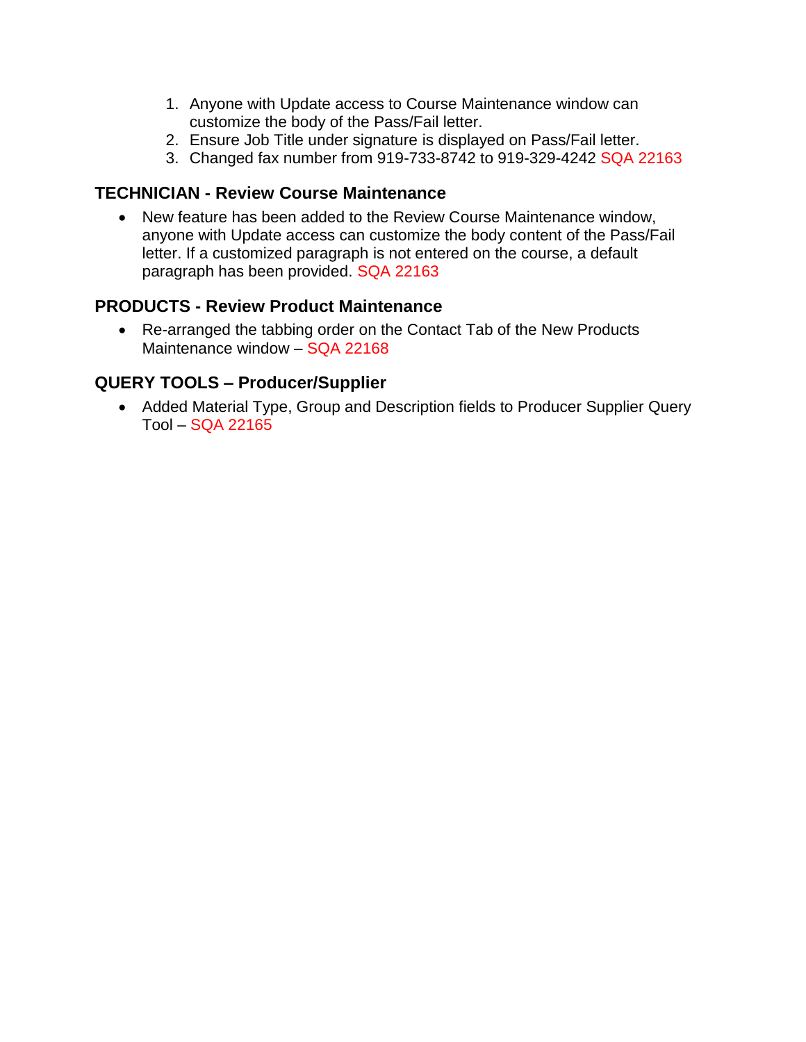1. Anyone with Update access to Course Maintenance window can customize the body of the Pass/Fail letter.
2. Ensure Job Title under signature is displayed on Pass/Fail letter.
3. Changed fax number from 919-733-8742 to 919-329-4242 SQA 22163

### TECHNICIAN - Review Course Maintenance

- New feature has been added to the Review Course Maintenance window, anyone with Update access can customize the body content of the Pass/Fail letter. If a customized paragraph is not entered on the course, a default paragraph has been provided. SQA 22163

### PRODUCTS - Review Product Maintenance

- Re-arranged the tabbing order on the Contact Tab of the New Products Maintenance window – SQA 22168

### QUERY TOOLS – Producer/Supplier

- Added Material Type, Group and Description fields to Producer Supplier Query Tool – SQA 22165